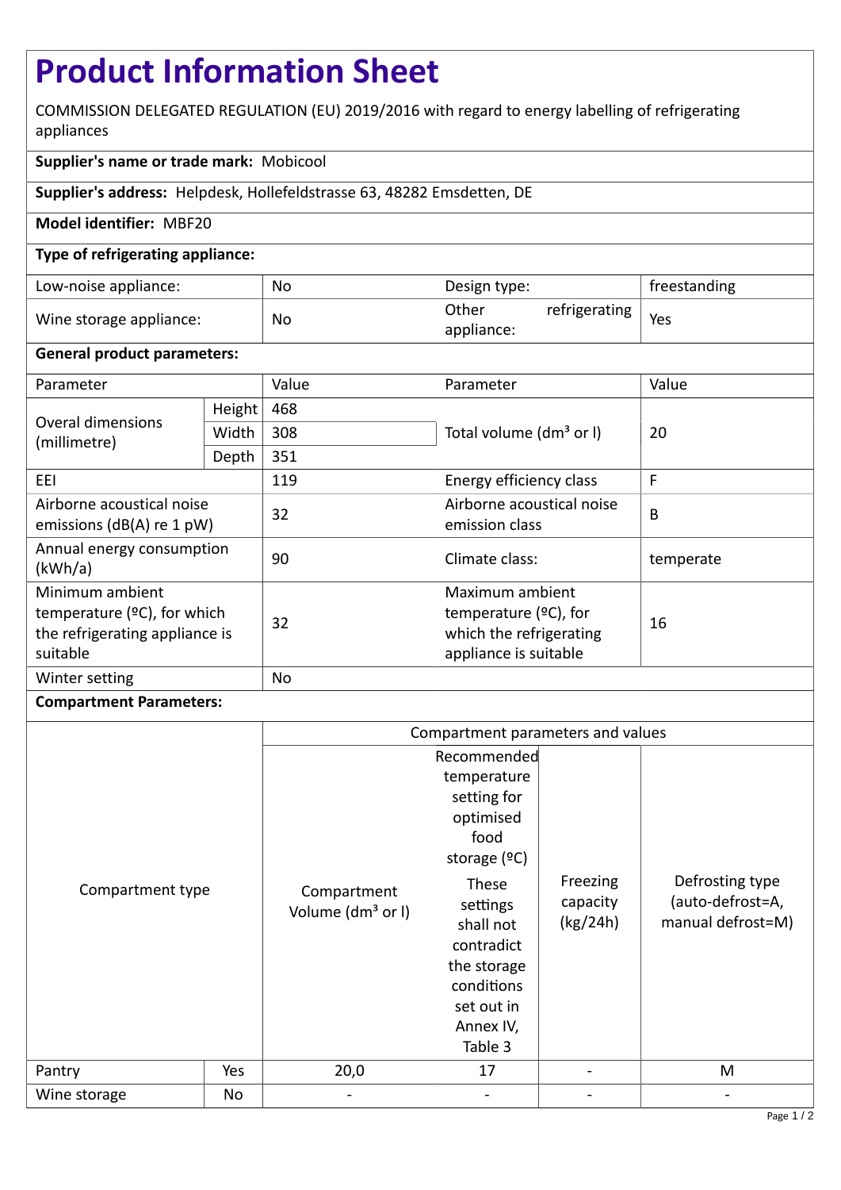# Product Information Sheet

COMMISSION DELEGATED REGULATION (EU) 2019/2016 with regard to energy labelling of refrigerating appliances

**Supplier's name or trade mark:** Mobicool

**Supplier's address:** Helpdesk, Hollefeldstrasse 63, 48282 Emsdetten, DE

**Model identifier:** MBF20

**Type of refrigerating appliance:**

| | | | |
|---|---|---|---|
| Low-noise appliance: | No | Design type: | freestanding |
| Wine storage appliance: | No | Other refrigerating appliance: | Yes |

**General product parameters:**

| Parameter | | Value | Parameter | Value |
|---|---|---|---|---|
| Overal dimensions (millimetre) | Height | 468 | Total volume (dm³ or l) | 20 |
| | Width | 308 | | |
| | Depth | 351 | | |
| EEI | | 119 | Energy efficiency class | F |
| Airborne acoustical noise emissions (dB(A) re 1 pW) | | 32 | Airborne acoustical noise emission class | B |
| Annual energy consumption (kWh/a) | | 90 | Climate class: | temperate |
| Minimum ambient temperature (ºC), for which the refrigerating appliance is suitable | | 32 | Maximum ambient temperature (ºC), for which the refrigerating appliance is suitable | 16 |
| Winter setting | | No | | |

**Compartment Parameters:**

| Compartment type | | Compartment parameters and values | | | |
|---|---|---|---|---|---|
| | | Compartment Volume (dm³ or l) | Recommended temperature setting for optimised food storage (ºC) These settings shall not contradict the storage conditions set out in Annex IV, Table 3 | Freezing capacity (kg/24h) | Defrosting type (auto-defrost=A, manual defrost=M) |
| Pantry | Yes | 20,0 | 17 | - | M |
| Wine storage | No | - | - | - | - |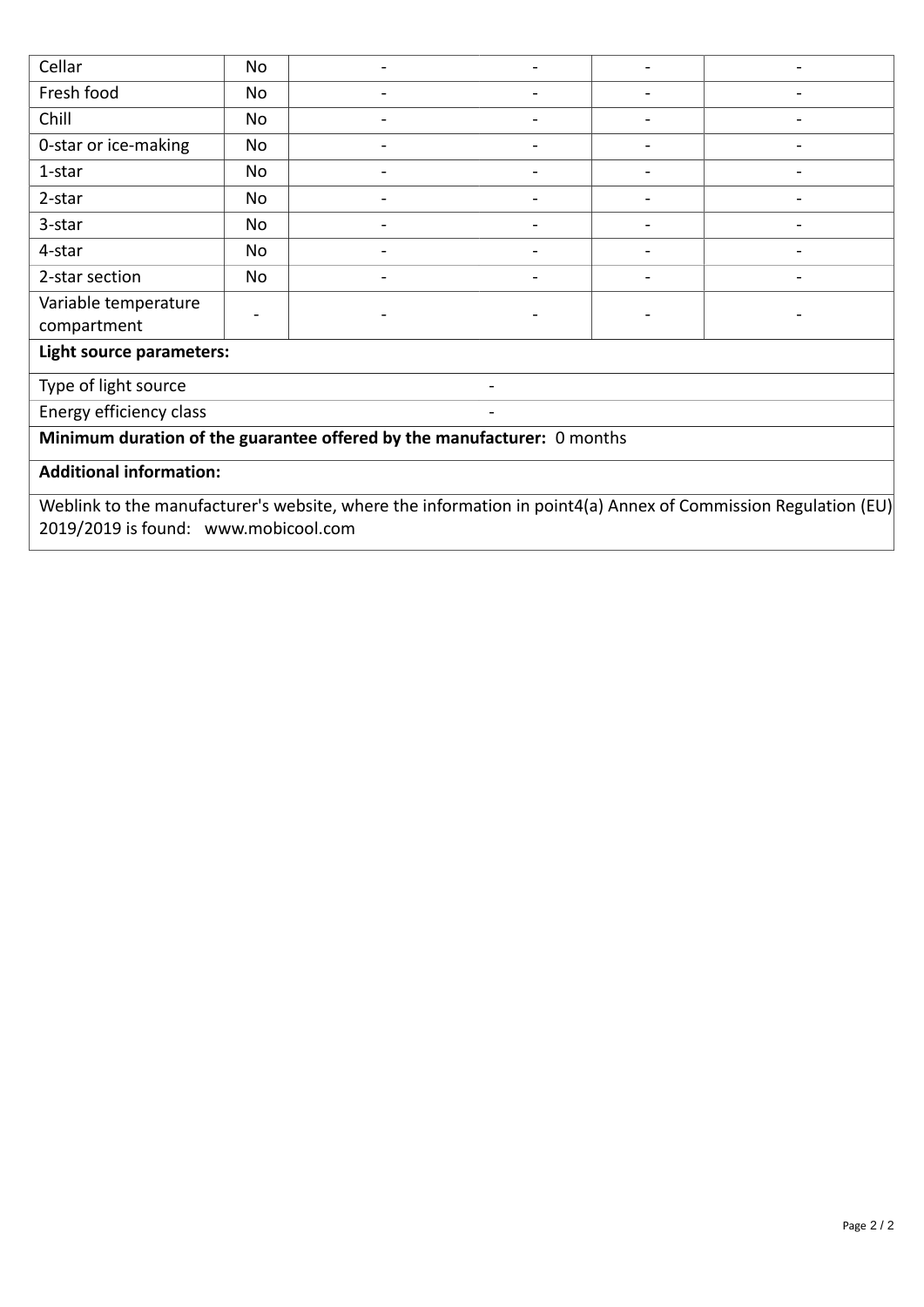| | | | | | |
|---|---|---|---|---|---|
| Cellar | No | - | - | - | - |
| Fresh food | No | - | - | - | - |
| Chill | No | - | - | - | - |
| 0-star or ice-making | No | - | - | - | - |
| 1-star | No | - | - | - | - |
| 2-star | No | - | - | - | - |
| 3-star | No | - | - | - | - |
| 4-star | No | - | - | - | - |
| 2-star section | No | - | - | - | - |
| Variable temperature compartment | - | - | - | - | - |

**Light source parameters:**

| | |
|---|---|
| Type of light source | - |
| Energy efficiency class | - |

**Minimum duration of the guarantee offered by the manufacturer:** 0 months

**Additional information:**

Weblink to the manufacturer's website, where the information in point4(a) Annex of Commission Regulation (EU) 2019/2019 is found: www.mobicool.com